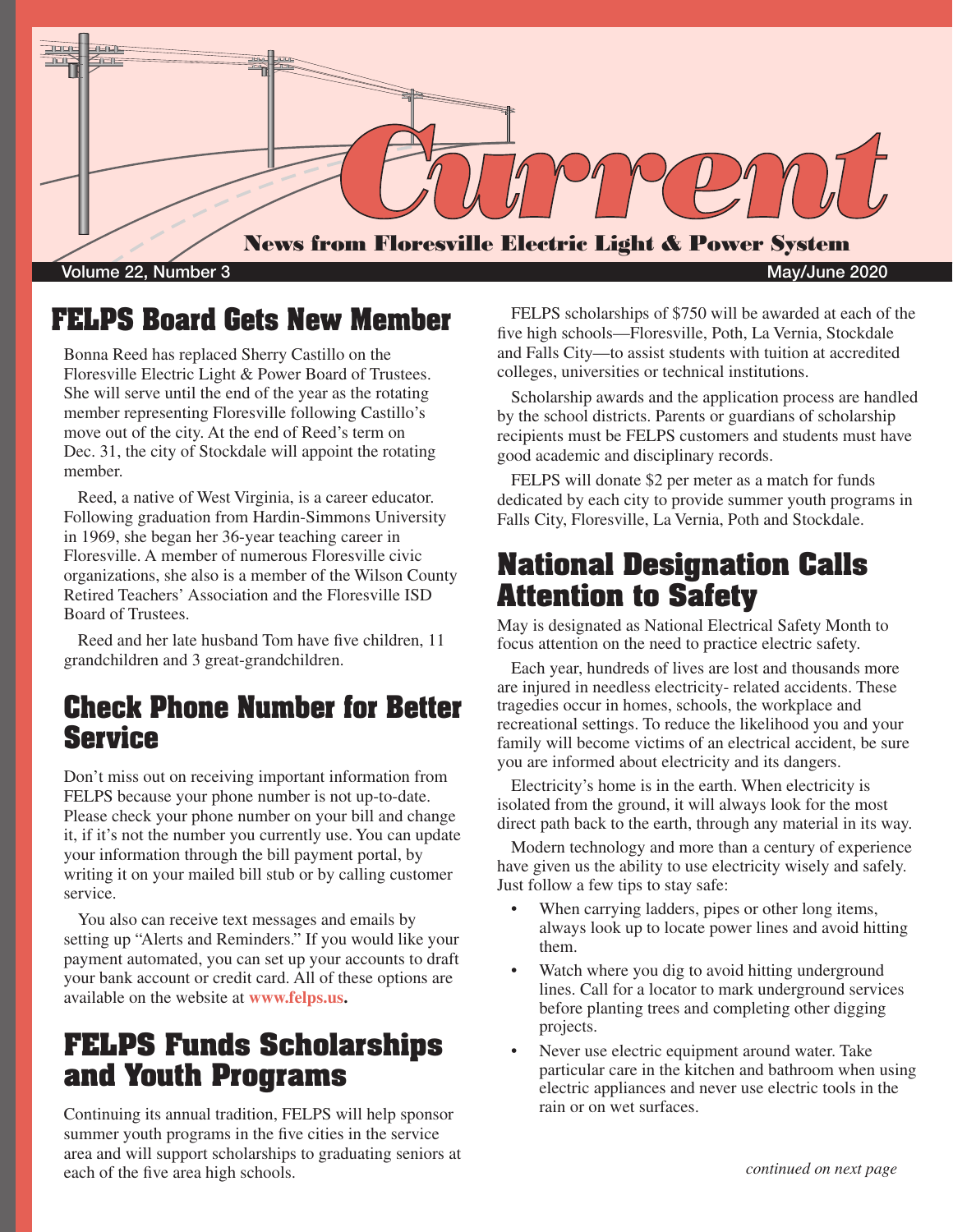# Current

**News from Floresville Electric Light & Power System**

Volume 22, Number 3 — May/June 2020

## FELPS Board Gets New Member

Bonna Reed has replaced Sherry Castillo on the Floresville Electric Light & Power Board of Trustees. She will serve until the end of the year as the rotating member representing Floresville following Castillo's move out of the city. At the end of Reed's term on Dec. 31, the city of Stockdale will appoint the rotating member.

Reed, a native of West Virginia, is a career educator. Following graduation from Hardin-Simmons University in 1969, she began her 36-year teaching career in Floresville. A member of numerous Floresville civic organizations, she also is a member of the Wilson County Retired Teachers' Association and the Floresville ISD Board of Trustees.

Reed and her late husband Tom have five children, 11 grandchildren and 3 great-grandchildren.

## Check Phone Number for Better Service

Don't miss out on receiving important information from FELPS because your phone number is not up-to-date. Please check your phone number on your bill and change it, if it's not the number you currently use. You can update your information through the bill payment portal, by writing it on your mailed bill stub or by calling customer service.

You also can receive text messages and emails by setting up "Alerts and Reminders." If you would like your payment automated, you can set up your accounts to draft your bank account or credit card. All of these options are available on the website at **www.felps.us.**

## FELPS Funds Scholarships and Youth Programs

Continuing its annual tradition, FELPS will help sponsor summer youth programs in the five cities in the service area and will support scholarships to graduating seniors at each of the five area high schools.

FELPS scholarships of $750 will be awarded at each of the five high schools—Floresville, Poth, La Vernia, Stockdale and Falls City—to assist students with tuition at accredited colleges, universities or technical institutions.

Scholarship awards and the application process are handled by the school districts. Parents or guardians of scholarship recipients must be FELPS customers and students must have good academic and disciplinary records.

FELPS will donate $2 per meter as a match for funds dedicated by each city to provide summer youth programs in Falls City, Floresville, La Vernia, Poth and Stockdale.

## National Designation Calls Attention to Safety

May is designated as National Electrical Safety Month to focus attention on the need to practice electric safety.

Each year, hundreds of lives are lost and thousands more are injured in needless electricity- related accidents. These tragedies occur in homes, schools, the workplace and recreational settings. To reduce the likelihood you and your family will become victims of an electrical accident, be sure you are informed about electricity and its dangers.

Electricity's home is in the earth. When electricity is isolated from the ground, it will always look for the most direct path back to the earth, through any material in its way.

Modern technology and more than a century of experience have given us the ability to use electricity wisely and safely. Just follow a few tips to stay safe:

- When carrying ladders, pipes or other long items, always look up to locate power lines and avoid hitting them.
- Watch where you dig to avoid hitting underground lines. Call for a locator to mark underground services before planting trees and completing other digging projects.
- Never use electric equipment around water. Take particular care in the kitchen and bathroom when using electric appliances and never use electric tools in the rain or on wet surfaces.

*continued on next page*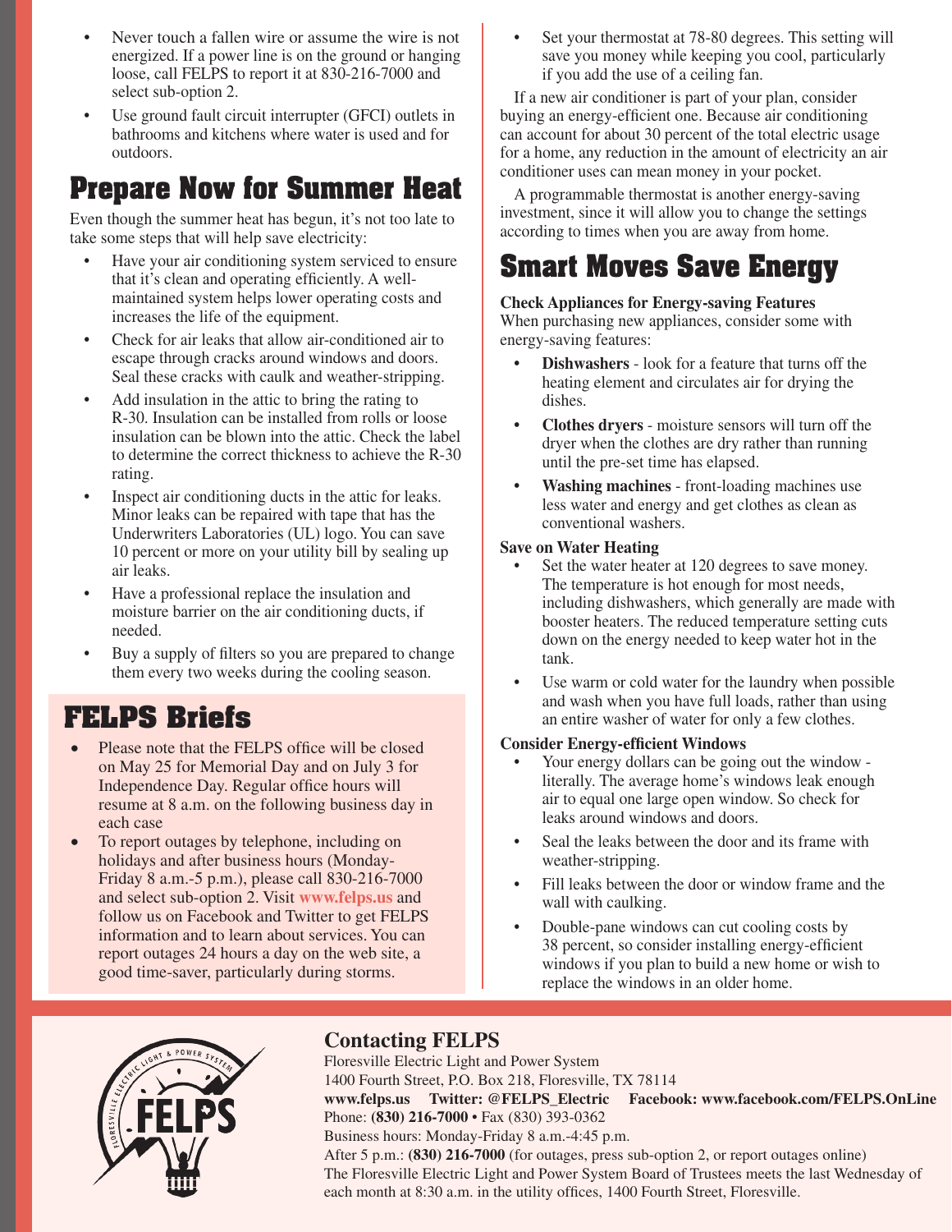- Never touch a fallen wire or assume the wire is not energized. If a power line is on the ground or hanging loose, call FELPS to report it at 830-216-7000 and select sub-option 2.
- Use ground fault circuit interrupter (GFCI) outlets in bathrooms and kitchens where water is used and for outdoors.

## Prepare Now for Summer Heat

Even though the summer heat has begun, it's not too late to take some steps that will help save electricity:

- Have your air conditioning system serviced to ensure that it's clean and operating efficiently. A well-maintained system helps lower operating costs and increases the life of the equipment.
- Check for air leaks that allow air-conditioned air to escape through cracks around windows and doors. Seal these cracks with caulk and weather-stripping.
- Add insulation in the attic to bring the rating to R-30. Insulation can be installed from rolls or loose insulation can be blown into the attic. Check the label to determine the correct thickness to achieve the R-30 rating.
- Inspect air conditioning ducts in the attic for leaks. Minor leaks can be repaired with tape that has the Underwriters Laboratories (UL) logo. You can save 10 percent or more on your utility bill by sealing up air leaks.
- Have a professional replace the insulation and moisture barrier on the air conditioning ducts, if needed.
- Buy a supply of filters so you are prepared to change them every two weeks during the cooling season.
- Set your thermostat at 78-80 degrees. This setting will save you money while keeping you cool, particularly if you add the use of a ceiling fan.

If a new air conditioner is part of your plan, consider buying an energy-efficient one. Because air conditioning can account for about 30 percent of the total electric usage for a home, any reduction in the amount of electricity an air conditioner uses can mean money in your pocket.

A programmable thermostat is another energy-saving investment, since it will allow you to change the settings according to times when you are away from home.

## FELPS Briefs

- Please note that the FELPS office will be closed on May 25 for Memorial Day and on July 3 for Independence Day. Regular office hours will resume at 8 a.m. on the following business day in each case
- To report outages by telephone, including on holidays and after business hours (Monday-Friday 8 a.m.-5 p.m.), please call 830-216-7000 and select sub-option 2. Visit **www.felps.us** and follow us on Facebook and Twitter to get FELPS information and to learn about services. You can report outages 24 hours a day on the web site, a good time-saver, particularly during storms.

## Smart Moves Save Energy

**Check Appliances for Energy-saving Features**
When purchasing new appliances, consider some with energy-saving features:

- **Dishwashers** - look for a feature that turns off the heating element and circulates air for drying the dishes.
- **Clothes dryers** - moisture sensors will turn off the dryer when the clothes are dry rather than running until the pre-set time has elapsed.
- **Washing machines** - front-loading machines use less water and energy and get clothes as clean as conventional washers.

**Save on Water Heating**

- Set the water heater at 120 degrees to save money. The temperature is hot enough for most needs, including dishwashers, which generally are made with booster heaters. The reduced temperature setting cuts down on the energy needed to keep water hot in the tank.
- Use warm or cold water for the laundry when possible and wash when you have full loads, rather than using an entire washer of water for only a few clothes.

**Consider Energy-efficient Windows**

- Your energy dollars can be going out the window - literally. The average home's windows leak enough air to equal one large open window. So check for leaks around windows and doors.
- Seal the leaks between the door and its frame with weather-stripping.
- Fill leaks between the door or window frame and the wall with caulking.
- Double-pane windows can cut cooling costs by 38 percent, so consider installing energy-efficient windows if you plan to build a new home or wish to replace the windows in an older home.

### Contacting FELPS

Floresville Electric Light and Power System
1400 Fourth Street, P.O. Box 218, Floresville, TX 78114
**www.felps.us** **Twitter: @FELPS_Electric** **Facebook: www.facebook.com/FELPS.OnLine**
Phone: **(830) 216-7000** • Fax (830) 393-0362
Business hours: Monday-Friday 8 a.m.-4:45 p.m.
After 5 p.m.: **(830) 216-7000** (for outages, press sub-option 2, or report outages online)
The Floresville Electric Light and Power System Board of Trustees meets the last Wednesday of each month at 8:30 a.m. in the utility offices, 1400 Fourth Street, Floresville.